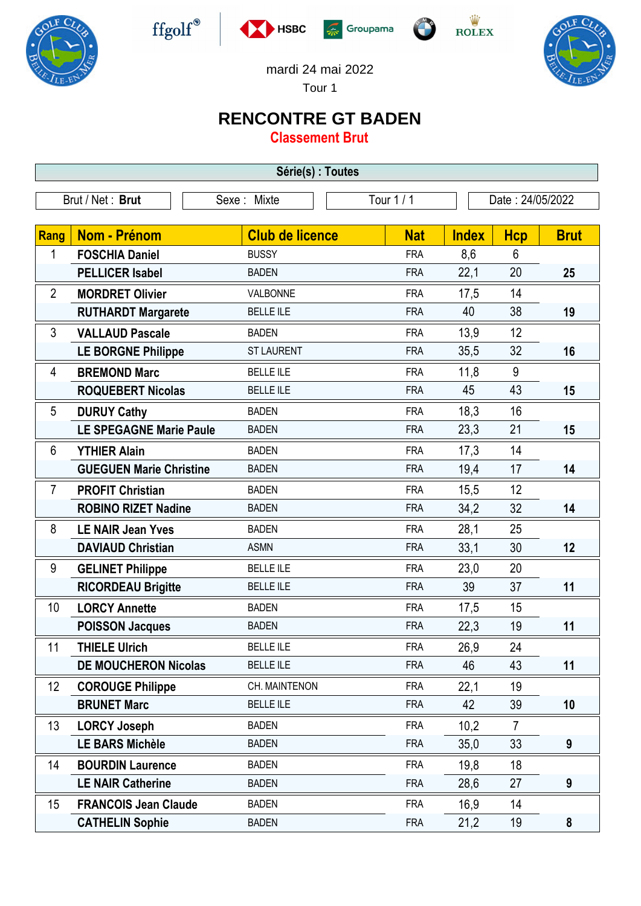mardi 24 mai 2022

Tour 1

# RENCONTRE GT BADEN

## Classement Brut

**Série(s) : Toutes**

| Brut / Net : **Brut** | Sexe : Mixte | Tour 1 / 1 | Date : 24/05/2022 |
|---|---|---|---|

| Rang | Nom - Prénom | Club de licence | Nat | Index | Hcp | Brut |
|---|---|---|---|---|---|---|
| 1 | **FOSCHIA Daniel** | BUSSY | FRA | 8,6 | 6 | |
| | **PELLICER Isabel** | BADEN | FRA | 22,1 | 20 | **25** |
| 2 | **MORDRET Olivier** | VALBONNE | FRA | 17,5 | 14 | |
| | **RUTHARDT Margarete** | BELLE ILE | FRA | 40 | 38 | **19** |
| 3 | **VALLAUD Pascale** | BADEN | FRA | 13,9 | 12 | |
| | **LE BORGNE Philippe** | ST LAURENT | FRA | 35,5 | 32 | **16** |
| 4 | **BREMOND Marc** | BELLE ILE | FRA | 11,8 | 9 | |
| | **ROQUEBERT Nicolas** | BELLE ILE | FRA | 45 | 43 | **15** |
| 5 | **DURUY Cathy** | BADEN | FRA | 18,3 | 16 | |
| | **LE SPEGAGNE Marie Paule** | BADEN | FRA | 23,3 | 21 | **15** |
| 6 | **YTHIER Alain** | BADEN | FRA | 17,3 | 14 | |
| | **GUEGUEN Marie Christine** | BADEN | FRA | 19,4 | 17 | **14** |
| 7 | **PROFIT Christian** | BADEN | FRA | 15,5 | 12 | |
| | **ROBINO RIZET Nadine** | BADEN | FRA | 34,2 | 32 | **14** |
| 8 | **LE NAIR Jean Yves** | BADEN | FRA | 28,1 | 25 | |
| | **DAVIAUD Christian** | ASMN | FRA | 33,1 | 30 | **12** |
| 9 | **GELINET Philippe** | BELLE ILE | FRA | 23,0 | 20 | |
| | **RICORDEAU Brigitte** | BELLE ILE | FRA | 39 | 37 | **11** |
| 10 | **LORCY Annette** | BADEN | FRA | 17,5 | 15 | |
| | **POISSON Jacques** | BADEN | FRA | 22,3 | 19 | **11** |
| 11 | **THIELE Ulrich** | BELLE ILE | FRA | 26,9 | 24 | |
| | **DE MOUCHERON Nicolas** | BELLE ILE | FRA | 46 | 43 | **11** |
| 12 | **COROUGE Philippe** | CH. MAINTENON | FRA | 22,1 | 19 | |
| | **BRUNET Marc** | BELLE ILE | FRA | 42 | 39 | **10** |
| 13 | **LORCY Joseph** | BADEN | FRA | 10,2 | 7 | |
| | **LE BARS Michèle** | BADEN | FRA | 35,0 | 33 | **9** |
| 14 | **BOURDIN Laurence** | BADEN | FRA | 19,8 | 18 | |
| | **LE NAIR Catherine** | BADEN | FRA | 28,6 | 27 | **9** |
| 15 | **FRANCOIS Jean Claude** | BADEN | FRA | 16,9 | 14 | |
| | **CATHELIN Sophie** | BADEN | FRA | 21,2 | 19 | **8** |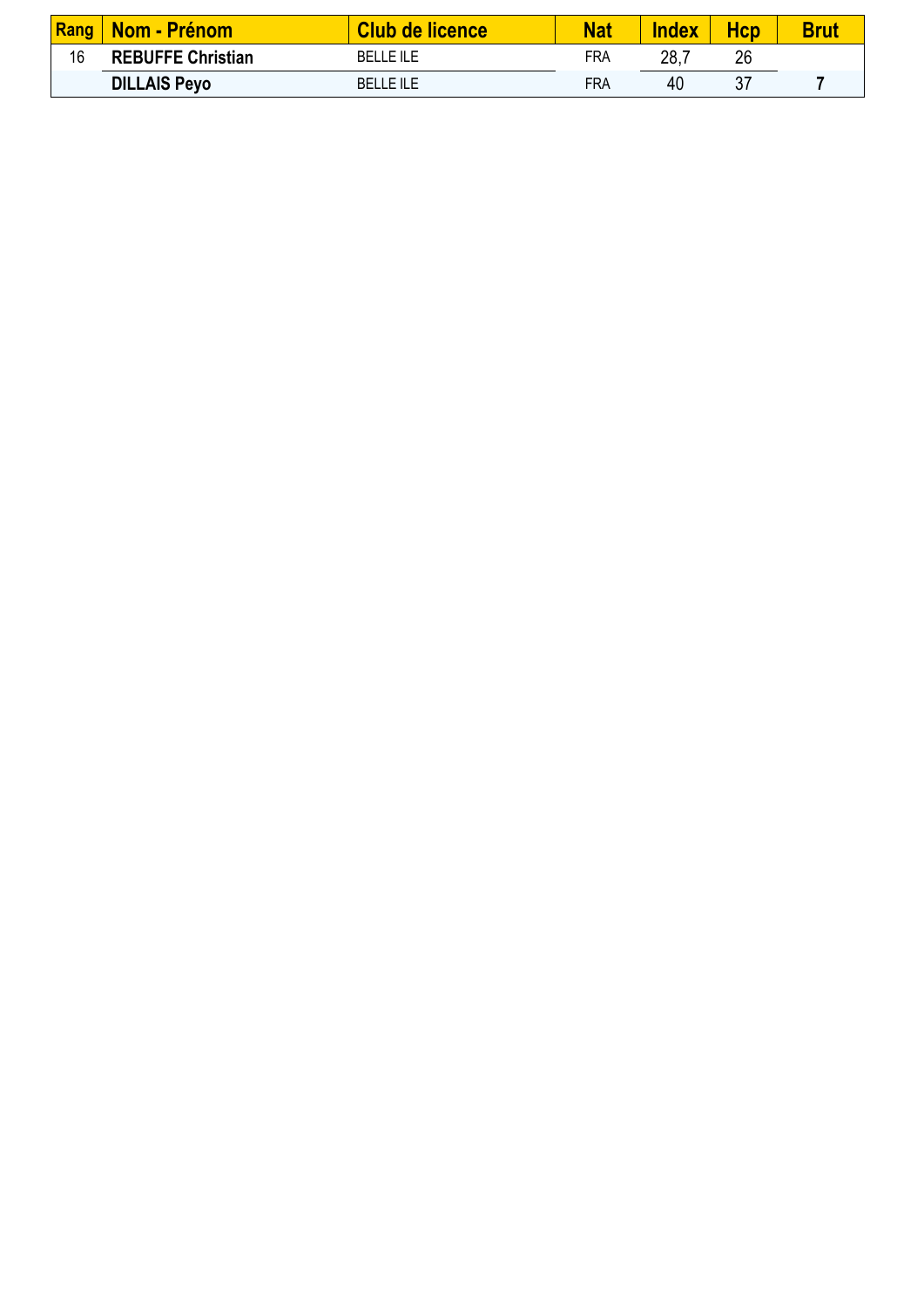| Rang | Nom - Prénom | Club de licence | Nat | Index | Hcp | Brut |
|---|---|---|---|---|---|---|
| 16 | **REBUFFE Christian** | BELLE ILE | FRA | 28,7 | 26 | |
| | **DILLAIS Peyo** | BELLE ILE | FRA | 40 | 37 | **7** |